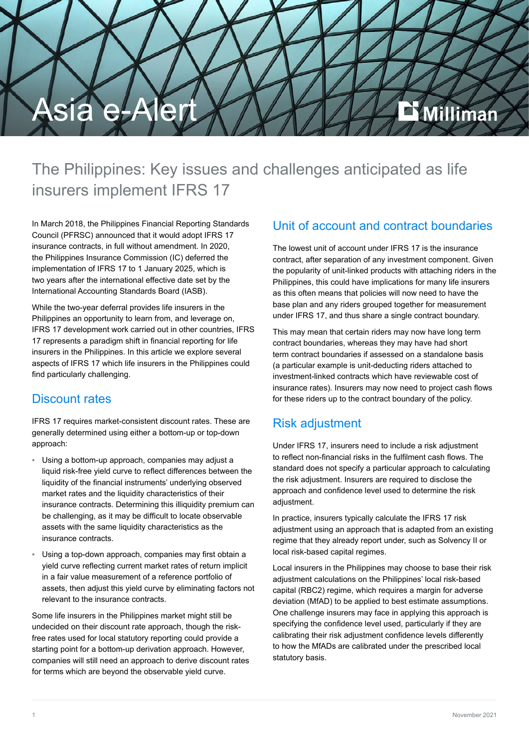Asia e-Alert

Milliman

# The Philippines: Key issues and challenges anticipated as life insurers implement IFRS 17

In March 2018, the Philippines Financial Reporting Standards Council (PFRSC) announced that it would adopt IFRS 17 insurance contracts, in full without amendment. In 2020, the Philippines Insurance Commission (IC) deferred the implementation of IFRS 17 to 1 January 2025, which is two years after the international effective date set by the International Accounting Standards Board (IASB).

While the two-year deferral provides life insurers in the Philippines an opportunity to learn from, and leverage on, IFRS 17 development work carried out in other countries, IFRS 17 represents a paradigm shift in financial reporting for life insurers in the Philippines. In this article we explore several aspects of IFRS 17 which life insurers in the Philippines could find particularly challenging.

## Discount rates

IFRS 17 requires market-consistent discount rates. These are generally determined using either a bottom-up or top-down approach:

- Using a bottom-up approach, companies may adjust a liquid risk-free yield curve to reflect differences between the liquidity of the financial instruments' underlying observed market rates and the liquidity characteristics of their insurance contracts. Determining this illiquidity premium can be challenging, as it may be difficult to locate observable assets with the same liquidity characteristics as the insurance contracts.
- Using a top-down approach, companies may first obtain a yield curve reflecting current market rates of return implicit in a fair value measurement of a reference portfolio of assets, then adjust this yield curve by eliminating factors not relevant to the insurance contracts.

Some life insurers in the Philippines market might still be undecided on their discount rate approach, though the risk-free rates used for local statutory reporting could provide a starting point for a bottom-up derivation approach. However, companies will still need an approach to derive discount rates for terms which are beyond the observable yield curve.

## Unit of account and contract boundaries

The lowest unit of account under IFRS 17 is the insurance contract, after separation of any investment component. Given the popularity of unit-linked products with attaching riders in the Philippines, this could have implications for many life insurers as this often means that policies will now need to have the base plan and any riders grouped together for measurement under IFRS 17, and thus share a single contract boundary.

This may mean that certain riders may now have long term contract boundaries, whereas they may have had short term contract boundaries if assessed on a standalone basis (a particular example is unit-deducting riders attached to investment-linked contracts which have reviewable cost of insurance rates). Insurers may now need to project cash flows for these riders up to the contract boundary of the policy.

## Risk adjustment

Under IFRS 17, insurers need to include a risk adjustment to reflect non-financial risks in the fulfilment cash flows. The standard does not specify a particular approach to calculating the risk adjustment. Insurers are required to disclose the approach and confidence level used to determine the risk adjustment.

In practice, insurers typically calculate the IFRS 17 risk adjustment using an approach that is adapted from an existing regime that they already report under, such as Solvency II or local risk-based capital regimes.

Local insurers in the Philippines may choose to base their risk adjustment calculations on the Philippines' local risk-based capital (RBC2) regime, which requires a margin for adverse deviation (MfAD) to be applied to best estimate assumptions. One challenge insurers may face in applying this approach is specifying the confidence level used, particularly if they are calibrating their risk adjustment confidence levels differently to how the MfADs are calibrated under the prescribed local statutory basis.

November 2021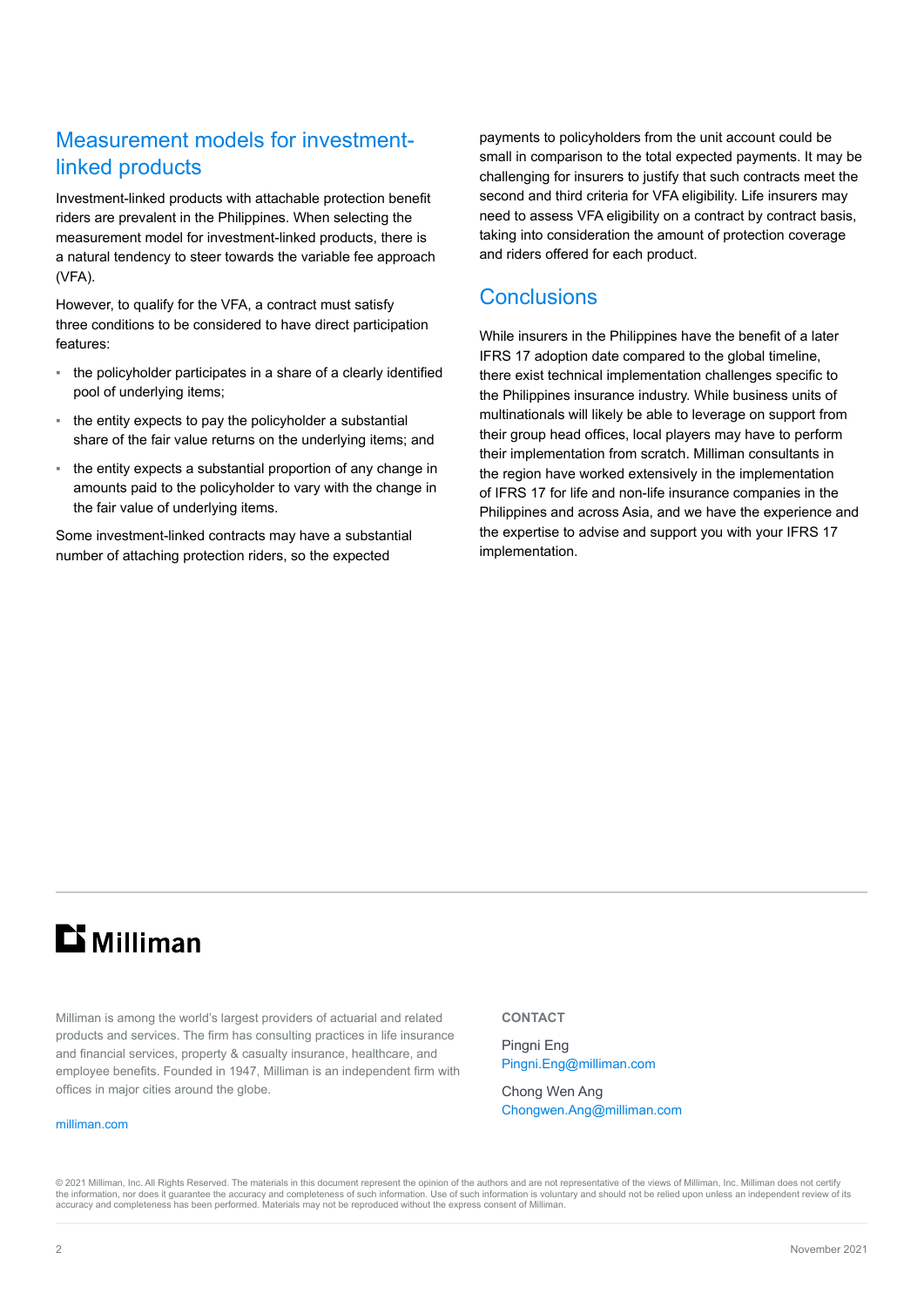## Measurement models for investment-linked products

Investment-linked products with attachable protection benefit riders are prevalent in the Philippines. When selecting the measurement model for investment-linked products, there is a natural tendency to steer towards the variable fee approach (VFA).

However, to qualify for the VFA, a contract must satisfy three conditions to be considered to have direct participation features:

- the policyholder participates in a share of a clearly identified pool of underlying items;
- the entity expects to pay the policyholder a substantial share of the fair value returns on the underlying items; and
- the entity expects a substantial proportion of any change in amounts paid to the policyholder to vary with the change in the fair value of underlying items.

Some investment-linked contracts may have a substantial number of attaching protection riders, so the expected payments to policyholders from the unit account could be small in comparison to the total expected payments. It may be challenging for insurers to justify that such contracts meet the second and third criteria for VFA eligibility. Life insurers may need to assess VFA eligibility on a contract by contract basis, taking into consideration the amount of protection coverage and riders offered for each product.

## Conclusions

While insurers in the Philippines have the benefit of a later IFRS 17 adoption date compared to the global timeline, there exist technical implementation challenges specific to the Philippines insurance industry. While business units of multinationals will likely be able to leverage on support from their group head offices, local players may have to perform their implementation from scratch. Milliman consultants in the region have worked extensively in the implementation of IFRS 17 for life and non-life insurance companies in the Philippines and across Asia, and we have the experience and the expertise to advise and support you with your IFRS 17 implementation.

---

**Milliman**

Milliman is among the world's largest providers of actuarial and related products and services. The firm has consulting practices in life insurance and financial services, property & casualty insurance, healthcare, and employee benefits. Founded in 1947, Milliman is an independent firm with offices in major cities around the globe.

milliman.com

**CONTACT**

Pingni Eng
Pingni.Eng@milliman.com

Chong Wen Ang
Chongwen.Ang@milliman.com

© 2021 Milliman, Inc. All Rights Reserved. The materials in this document represent the opinion of the authors and are not representative of the views of Milliman, Inc. Milliman does not certify the information, nor does it guarantee the accuracy and completeness of such information. Use of such information is voluntary and should not be relied upon unless an independent review of its accuracy and completeness has been performed. Materials may not be reproduced without the express consent of Milliman.

November 2021